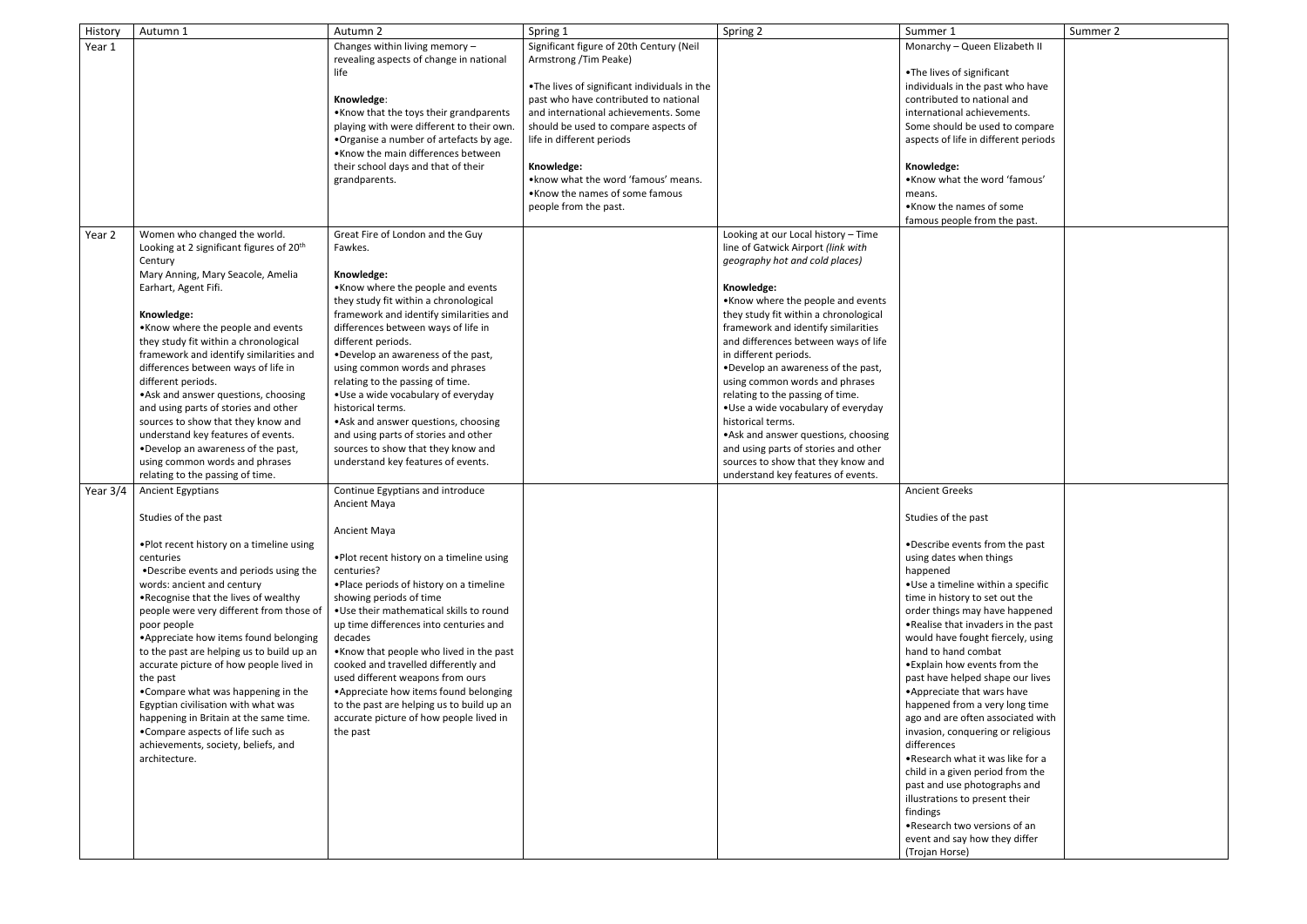| History | Autumn 1 | Autumn 2 | Spring 1 | Spring 2 | Summer 1 | Summer 2 |
|---|---|---|---|---|---|---|
| Year 1 | | Changes within living memory – revealing aspects of change in national life<br><br>**Knowledge**:<br>•Know that the toys their grandparents playing with were different to their own.<br>•Organise a number of artefacts by age.<br>•Know the main differences between their school days and that of their grandparents. | Significant figure of 20th Century (Neil Armstrong /Tim Peake)<br><br>•The lives of significant individuals in the past who have contributed to national and international achievements. Some should be used to compare aspects of life in different periods<br><br>**Knowledge:**<br>•know what the word 'famous' means.<br>•Know the names of some famous people from the past. | | Monarchy – Queen Elizabeth II<br><br>•The lives of significant individuals in the past who have contributed to national and international achievements. Some should be used to compare aspects of life in different periods<br><br>**Knowledge:**<br>•Know what the word 'famous' means.<br>•Know the names of some famous people from the past. | |
| Year 2 | Women who changed the world. Looking at 2 significant figures of 20th Century<br>Mary Anning, Mary Seacole, Amelia Earhart, Agent Fifi.<br><br>**Knowledge:**<br>•Know where the people and events they study fit within a chronological framework and identify similarities and differences between ways of life in different periods.<br>•Ask and answer questions, choosing and using parts of stories and other sources to show that they know and understand key features of events.<br>•Develop an awareness of the past, using common words and phrases relating to the passing of time. | Great Fire of London and the Guy Fawkes.<br><br>**Knowledge:**<br>•Know where the people and events they study fit within a chronological framework and identify similarities and differences between ways of life in different periods.<br>•Develop an awareness of the past, using common words and phrases relating to the passing of time.<br>•Use a wide vocabulary of everyday historical terms.<br>•Ask and answer questions, choosing and using parts of stories and other sources to show that they know and understand key features of events. | | Looking at our Local history – Time line of Gatwick Airport *(link with geography hot and cold places)*<br><br>**Knowledge:**<br>•Know where the people and events they study fit within a chronological framework and identify similarities and differences between ways of life in different periods.<br>•Develop an awareness of the past, using common words and phrases relating to the passing of time.<br>•Use a wide vocabulary of everyday historical terms.<br>•Ask and answer questions, choosing and using parts of stories and other sources to show that they know and understand key features of events. | | |
| Year 3/4 | Ancient Egyptians<br><br>Studies of the past<br><br>•Plot recent history on a timeline using centuries<br>•Describe events and periods using the words: ancient and century<br>•Recognise that the lives of wealthy people were very different from those of poor people<br>•Appreciate how items found belonging to the past are helping us to build up an accurate picture of how people lived in the past<br>•Compare what was happening in the Egyptian civilisation with what was happening in Britain at the same time.<br>•Compare aspects of life such as achievements, society, beliefs, and architecture. | Continue Egyptians and introduce Ancient Maya<br><br>Ancient Maya<br><br>•Plot recent history on a timeline using centuries?<br>•Place periods of history on a timeline showing periods of time<br>•Use their mathematical skills to round up time differences into centuries and decades<br>•Know that people who lived in the past cooked and travelled differently and used different weapons from ours<br>•Appreciate how items found belonging to the past are helping us to build up an accurate picture of how people lived in the past | | | Ancient Greeks<br><br>Studies of the past<br><br>•Describe events from the past using dates when things happened<br>•Use a timeline within a specific time in history to set out the order things may have happened<br>•Realise that invaders in the past would have fought fiercely, using hand to hand combat<br>•Explain how events from the past have helped shape our lives<br>•Appreciate that wars have happened from a very long time ago and are often associated with invasion, conquering or religious differences<br>•Research what it was like for a child in a given period from the past and use photographs and illustrations to present their findings<br>•Research two versions of an event and say how they differ (Trojan Horse) | |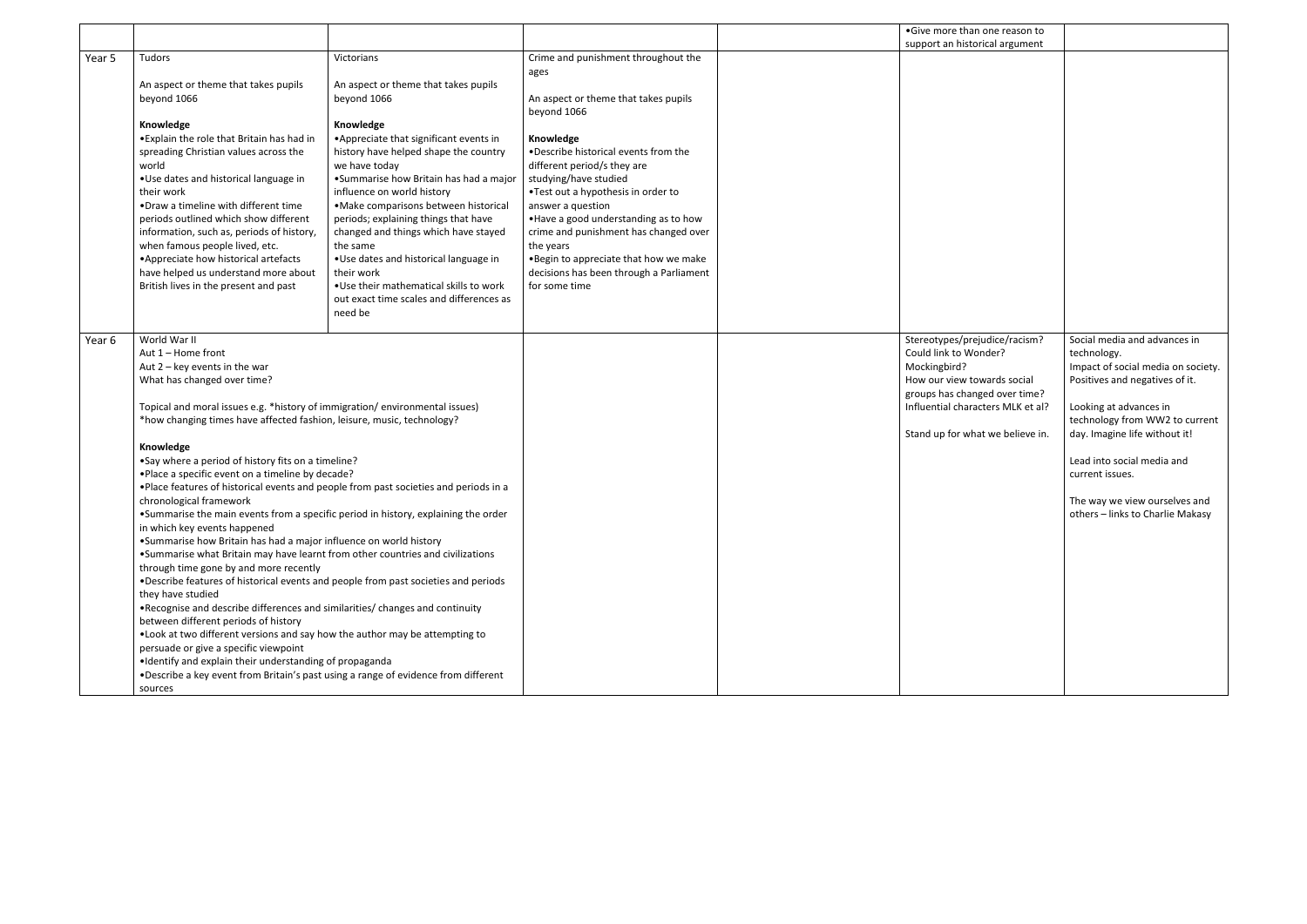| | | | | | | |
|---|---|---|---|---|---|---|
| | | | | | •Give more than one reason to support an historical argument | |
| Year 5 | Tudors<br><br>An aspect or theme that takes pupils beyond 1066<br><br>**Knowledge**<br>•Explain the role that Britain has had in spreading Christian values across the world<br>•Use dates and historical language in their work<br>•Draw a timeline with different time periods outlined which show different information, such as, periods of history, when famous people lived, etc.<br>•Appreciate how historical artefacts have helped us understand more about British lives in the present and past | Victorians<br><br>An aspect or theme that takes pupils beyond 1066<br><br>**Knowledge**<br>•Appreciate that significant events in history have helped shape the country we have today<br>•Summarise how Britain has had a major influence on world history<br>•Make comparisons between historical periods; explaining things that have changed and things which have stayed the same<br>•Use dates and historical language in their work<br>•Use their mathematical skills to work out exact time scales and differences as need be | Crime and punishment throughout the ages<br><br>An aspect or theme that takes pupils beyond 1066<br><br>**Knowledge**<br>•Describe historical events from the different period/s they are studying/have studied<br>•Test out a hypothesis in order to answer a question<br>•Have a good understanding as to how crime and punishment has changed over the years<br>•Begin to appreciate that how we make decisions has been through a Parliament for some time | | | |
| Year 6 | World War II<br>Aut 1 – Home front<br>Aut 2 – key events in the war<br>What has changed over time?<br><br>Topical and moral issues e.g. *history of immigration/ environmental issues)<br>*how changing times have affected fashion, leisure, music, technology?<br><br>**Knowledge**<br>•Say where a period of history fits on a timeline?<br>•Place a specific event on a timeline by decade?<br>•Place features of historical events and people from past societies and periods in a chronological framework<br>•Summarise the main events from a specific period in history, explaining the order in which key events happened<br>•Summarise how Britain has had a major influence on world history<br>•Summarise what Britain may have learnt from other countries and civilizations through time gone by and more recently<br>•Describe features of historical events and people from past societies and periods they have studied<br>•Recognise and describe differences and similarities/ changes and continuity between different periods of history<br>•Look at two different versions and say how the author may be attempting to persuade or give a specific viewpoint<br>•Identify and explain their understanding of propaganda<br>•Describe a key event from Britain's past using a range of evidence from different sources | | | | Stereotypes/prejudice/racism?<br>Could link to Wonder?<br>Mockingbird?<br>How our view towards social groups has changed over time?<br>Influential characters MLK et al?<br><br>Stand up for what we believe in. | Social media and advances in technology.<br>Impact of social media on society. Positives and negatives of it.<br><br>Looking at advances in technology from WW2 to current day. Imagine life without it!<br><br>Lead into social media and current issues.<br><br>The way we view ourselves and others – links to Charlie Makasy |